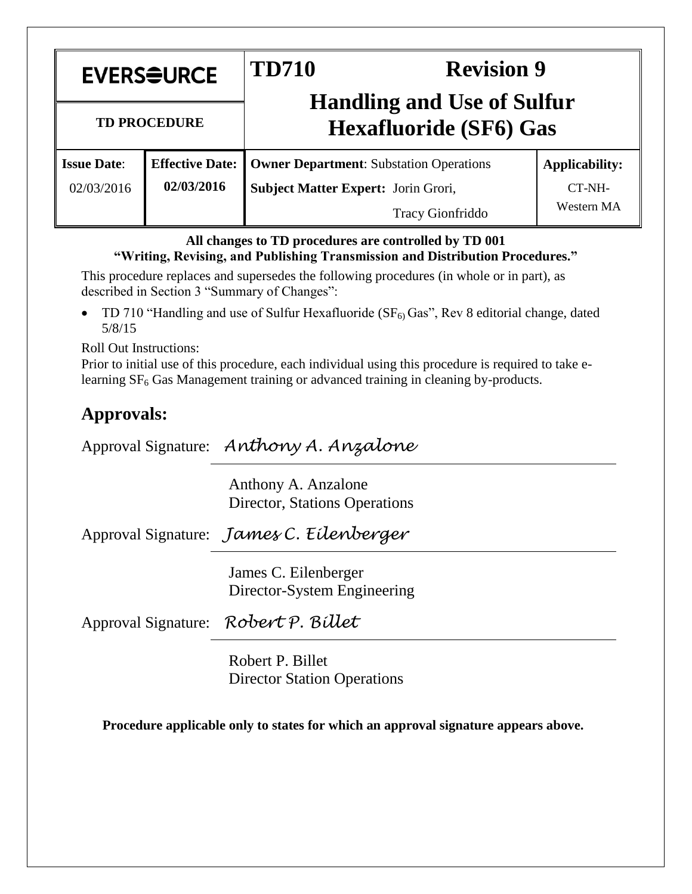| EVERSOURCE | | TD710 Revision 9 | |
|---|---|---|---|
| **TD PROCEDURE** | | **Handling and Use of Sulfur Hexafluoride (SF6) Gas** | |
| **Issue Date**: 02/03/2016 | **Effective Date:** **02/03/2016** | **Owner Department**: Substation Operations **Subject Matter Expert:** Jorin Grori, Tracy Gionfriddo | **Applicability:** CT-NH-Western MA |

**All changes to TD procedures are controlled by TD 001 "Writing, Revising, and Publishing Transmission and Distribution Procedures."**

This procedure replaces and supersedes the following procedures (in whole or in part), as described in Section 3 "Summary of Changes":

- TD 710 "Handling and use of Sulfur Hexafluoride ($SF_6$) Gas", Rev 8 editorial change, dated 5/8/15

Roll Out Instructions:
Prior to initial use of this procedure, each individual using this procedure is required to take e-learning $SF_6$ Gas Management training or advanced training in cleaning by-products.

## Approvals:

Approval Signature: *Anthony A. Anzalone*

Anthony A. Anzalone
Director, Stations Operations

Approval Signature: *James C. Eilenberger*

James C. Eilenberger
Director-System Engineering

Approval Signature: *Robert P. Billet*

Robert P. Billet
Director Station Operations

**Procedure applicable only to states for which an approval signature appears above.**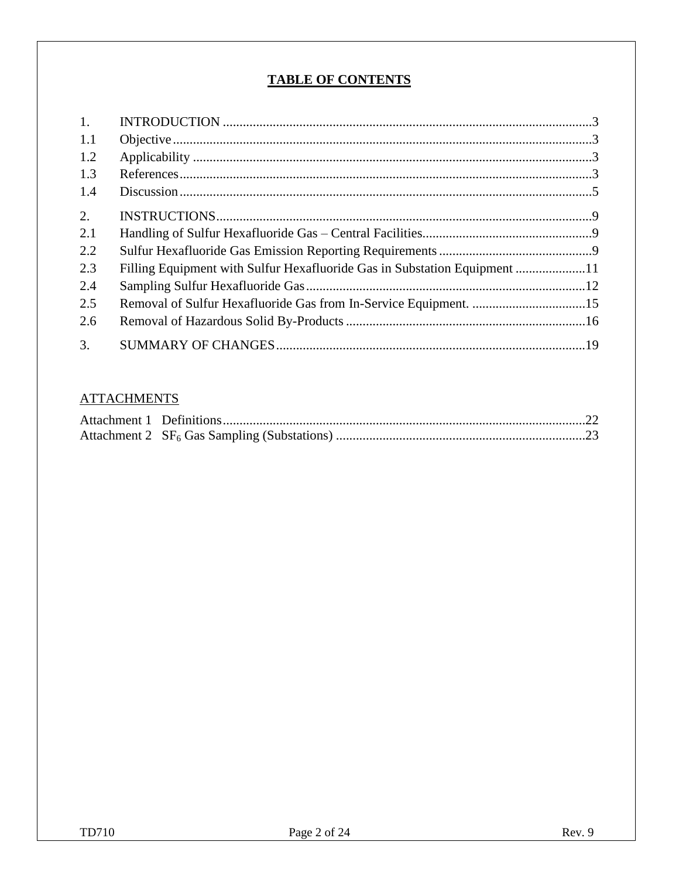## TABLE OF CONTENTS

1. INTRODUCTION ............................................................................................................3
1.1 Objective ............................................................................................................3
1.2 Applicability ............................................................................................................3
1.3 References ............................................................................................................3
1.4 Discussion ............................................................................................................5

2. INSTRUCTIONS ............................................................................................................9
2.1 Handling of Sulfur Hexafluoride Gas – Central Facilities ..........................................9
2.2 Sulfur Hexafluoride Gas Emission Reporting Requirements ......................................9
2.3 Filling Equipment with Sulfur Hexafluoride Gas in Substation Equipment ....................11
2.4 Sampling Sulfur Hexafluoride Gas ............................................................................12
2.5 Removal of Sulfur Hexafluoride Gas from In-Service Equipment. ..............................15
2.6 Removal of Hazardous Solid By-Products ................................................................16

3. SUMMARY OF CHANGES ............................................................................................19

ATTACHMENTS

Attachment 1 Definitions ............................................................................................22
Attachment 2 $SF_6$ Gas Sampling (Substations) ..........................................................23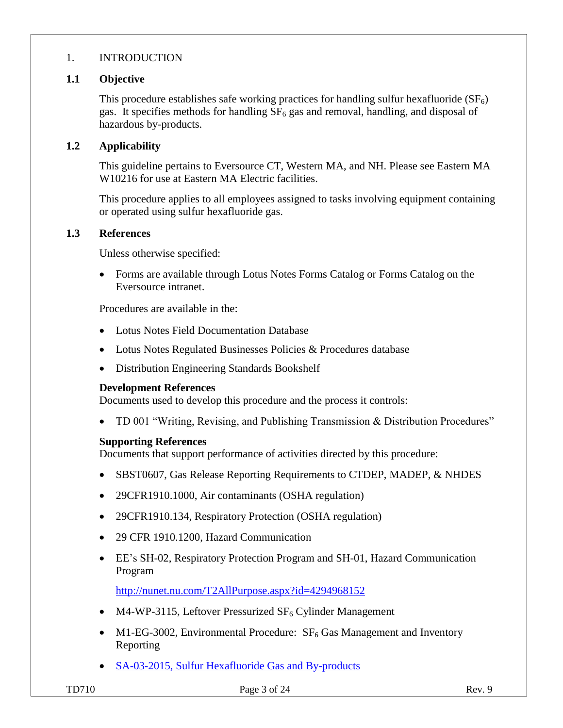# 1. INTRODUCTION

## 1.1 Objective

This procedure establishes safe working practices for handling sulfur hexafluoride ($SF_6$) gas. It specifies methods for handling $SF_6$ gas and removal, handling, and disposal of hazardous by-products.

## 1.2 Applicability

This guideline pertains to Eversource CT, Western MA, and NH. Please see Eastern MA W10216 for use at Eastern MA Electric facilities.

This procedure applies to all employees assigned to tasks involving equipment containing or operated using sulfur hexafluoride gas.

## 1.3 References

Unless otherwise specified:

- Forms are available through Lotus Notes Forms Catalog or Forms Catalog on the Eversource intranet.

Procedures are available in the:

- Lotus Notes Field Documentation Database
- Lotus Notes Regulated Businesses Policies & Procedures database
- Distribution Engineering Standards Bookshelf

**Development References**
Documents used to develop this procedure and the process it controls:

- TD 001 "Writing, Revising, and Publishing Transmission & Distribution Procedures"

**Supporting References**
Documents that support performance of activities directed by this procedure:

- SBST0607, Gas Release Reporting Requirements to CTDEP, MADEP, & NHDES
- 29CFR1910.1000, Air contaminants (OSHA regulation)
- 29CFR1910.134, Respiratory Protection (OSHA regulation)
- 29 CFR 1910.1200, Hazard Communication
- EE's SH-02, Respiratory Protection Program and SH-01, Hazard Communication Program

  http://nunet.nu.com/T2AllPurpose.aspx?id=4294968152

- M4-WP-3115, Leftover Pressurized $SF_6$ Cylinder Management
- M1-EG-3002, Environmental Procedure: $SF_6$ Gas Management and Inventory Reporting
- SA-03-2015, Sulfur Hexafluoride Gas and By-products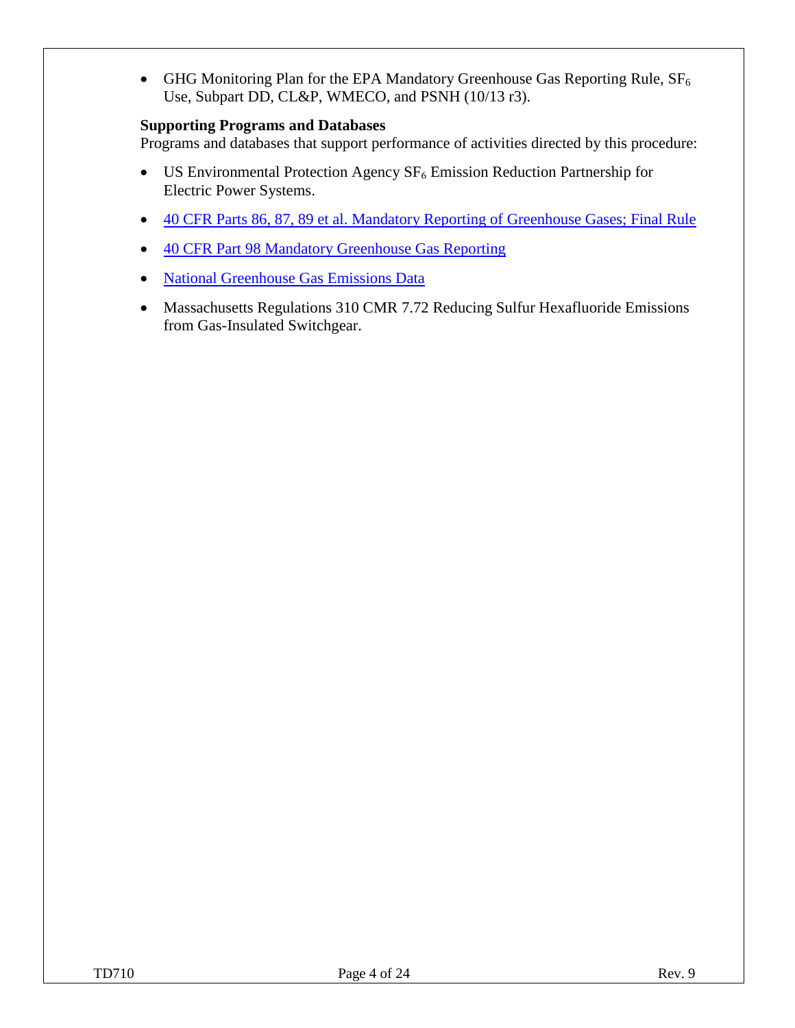- GHG Monitoring Plan for the EPA Mandatory Greenhouse Gas Reporting Rule, $SF_6$ Use, Subpart DD, CL&P, WMECO, and PSNH (10/13 r3).

**Supporting Programs and Databases**

Programs and databases that support performance of activities directed by this procedure:

- US Environmental Protection Agency $SF_6$ Emission Reduction Partnership for Electric Power Systems.
- 40 CFR Parts 86, 87, 89 et al. Mandatory Reporting of Greenhouse Gases; Final Rule
- 40 CFR Part 98 Mandatory Greenhouse Gas Reporting
- National Greenhouse Gas Emissions Data
- Massachusetts Regulations 310 CMR 7.72 Reducing Sulfur Hexafluoride Emissions from Gas-Insulated Switchgear.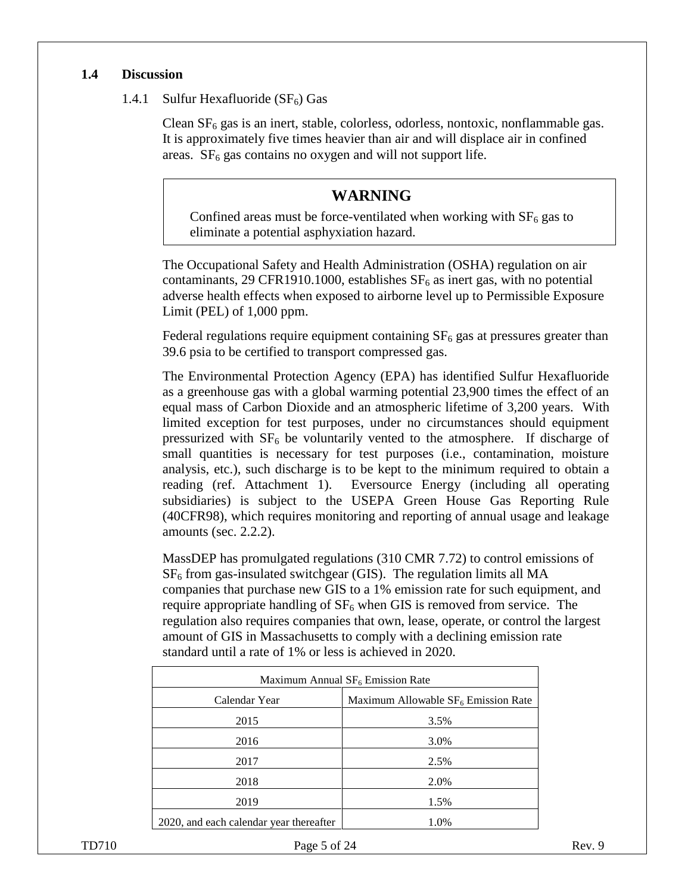### 1.4 Discussion

#### 1.4.1 Sulfur Hexafluoride ($SF_6$) Gas

Clean $SF_6$ gas is an inert, stable, colorless, odorless, nontoxic, nonflammable gas. It is approximately five times heavier than air and will displace air in confined areas. $SF_6$ gas contains no oxygen and will not support life.

> **WARNING**
>
> Confined areas must be force-ventilated when working with $SF_6$ gas to eliminate a potential asphyxiation hazard.

The Occupational Safety and Health Administration (OSHA) regulation on air contaminants, 29 CFR1910.1000, establishes $SF_6$ as inert gas, with no potential adverse health effects when exposed to airborne level up to Permissible Exposure Limit (PEL) of 1,000 ppm.

Federal regulations require equipment containing $SF_6$ gas at pressures greater than 39.6 psia to be certified to transport compressed gas.

The Environmental Protection Agency (EPA) has identified Sulfur Hexafluoride as a greenhouse gas with a global warming potential 23,900 times the effect of an equal mass of Carbon Dioxide and an atmospheric lifetime of 3,200 years. With limited exception for test purposes, under no circumstances should equipment pressurized with $SF_6$ be voluntarily vented to the atmosphere. If discharge of small quantities is necessary for test purposes (i.e., contamination, moisture analysis, etc.), such discharge is to be kept to the minimum required to obtain a reading (ref. Attachment 1). Eversource Energy (including all operating subsidiaries) is subject to the USEPA Green House Gas Reporting Rule (40CFR98), which requires monitoring and reporting of annual usage and leakage amounts (sec. 2.2.2).

MassDEP has promulgated regulations (310 CMR 7.72) to control emissions of $SF_6$ from gas-insulated switchgear (GIS). The regulation limits all MA companies that purchase new GIS to a 1% emission rate for such equipment, and require appropriate handling of $SF_6$ when GIS is removed from service. The regulation also requires companies that own, lease, operate, or control the largest amount of GIS in Massachusetts to comply with a declining emission rate standard until a rate of 1% or less is achieved in 2020.

| Maximum Annual $SF_6$ Emission Rate | |
|---|---|
| Calendar Year | Maximum Allowable $SF_6$ Emission Rate |
| 2015 | 3.5% |
| 2016 | 3.0% |
| 2017 | 2.5% |
| 2018 | 2.0% |
| 2019 | 1.5% |
| 2020, and each calendar year thereafter | 1.0% |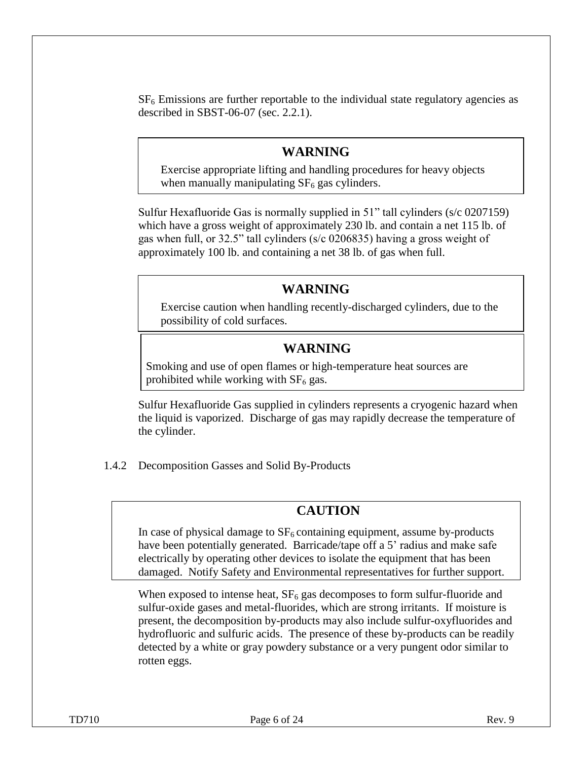$SF_6$ Emissions are further reportable to the individual state regulatory agencies as described in SBST-06-07 (sec. 2.2.1).

> **WARNING**
>
> Exercise appropriate lifting and handling procedures for heavy objects when manually manipulating $SF_6$ gas cylinders.

Sulfur Hexafluoride Gas is normally supplied in 51" tall cylinders (s/c 0207159) which have a gross weight of approximately 230 lb. and contain a net 115 lb. of gas when full, or 32.5" tall cylinders (s/c 0206835) having a gross weight of approximately 100 lb. and containing a net 38 lb. of gas when full.

> **WARNING**
>
> Exercise caution when handling recently-discharged cylinders, due to the possibility of cold surfaces.

> **WARNING**
>
> Smoking and use of open flames or high-temperature heat sources are prohibited while working with $SF_6$ gas.

Sulfur Hexafluoride Gas supplied in cylinders represents a cryogenic hazard when the liquid is vaporized. Discharge of gas may rapidly decrease the temperature of the cylinder.

### 1.4.2 Decomposition Gasses and Solid By-Products

> **CAUTION**
>
> In case of physical damage to $SF_6$ containing equipment, assume by-products have been potentially generated. Barricade/tape off a 5' radius and make safe electrically by operating other devices to isolate the equipment that has been damaged. Notify Safety and Environmental representatives for further support.

When exposed to intense heat, $SF_6$ gas decomposes to form sulfur-fluoride and sulfur-oxide gases and metal-fluorides, which are strong irritants. If moisture is present, the decomposition by-products may also include sulfur-oxyfluorides and hydrofluoric and sulfuric acids. The presence of these by-products can be readily detected by a white or gray powdery substance or a very pungent odor similar to rotten eggs.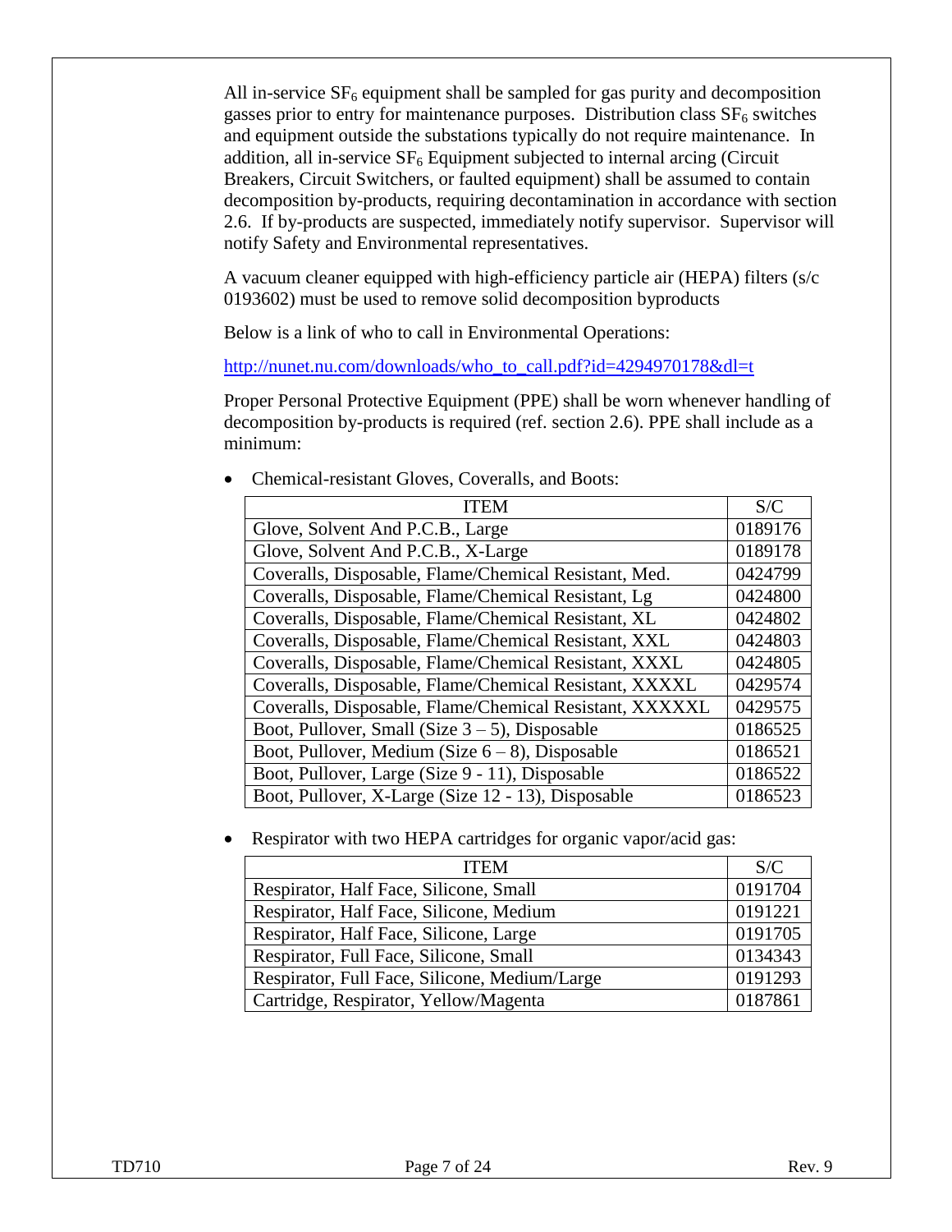All in-service $SF_6$ equipment shall be sampled for gas purity and decomposition gasses prior to entry for maintenance purposes. Distribution class $SF_6$ switches and equipment outside the substations typically do not require maintenance. In addition, all in-service $SF_6$ Equipment subjected to internal arcing (Circuit Breakers, Circuit Switchers, or faulted equipment) shall be assumed to contain decomposition by-products, requiring decontamination in accordance with section 2.6. If by-products are suspected, immediately notify supervisor. Supervisor will notify Safety and Environmental representatives.

A vacuum cleaner equipped with high-efficiency particle air (HEPA) filters (s/c 0193602) must be used to remove solid decomposition byproducts

Below is a link of who to call in Environmental Operations:

[http://nunet.nu.com/downloads/who_to_call.pdf?id=4294970178&dl=t](http://nunet.nu.com/downloads/who_to_call.pdf?id=4294970178&dl=t)

Proper Personal Protective Equipment (PPE) shall be worn whenever handling of decomposition by-products is required (ref. section 2.6). PPE shall include as a minimum:

- Chemical-resistant Gloves, Coveralls, and Boots:

| ITEM | S/C |
|---|---|
| Glove, Solvent And P.C.B., Large | 0189176 |
| Glove, Solvent And P.C.B., X-Large | 0189178 |
| Coveralls, Disposable, Flame/Chemical Resistant, Med. | 0424799 |
| Coveralls, Disposable, Flame/Chemical Resistant, Lg | 0424800 |
| Coveralls, Disposable, Flame/Chemical Resistant, XL | 0424802 |
| Coveralls, Disposable, Flame/Chemical Resistant, XXL | 0424803 |
| Coveralls, Disposable, Flame/Chemical Resistant, XXXL | 0424805 |
| Coveralls, Disposable, Flame/Chemical Resistant, XXXXL | 0429574 |
| Coveralls, Disposable, Flame/Chemical Resistant, XXXXXL | 0429575 |
| Boot, Pullover, Small (Size 3 – 5), Disposable | 0186525 |
| Boot, Pullover, Medium (Size 6 – 8), Disposable | 0186521 |
| Boot, Pullover, Large (Size 9 - 11), Disposable | 0186522 |
| Boot, Pullover, X-Large (Size 12 - 13), Disposable | 0186523 |

- Respirator with two HEPA cartridges for organic vapor/acid gas:

| ITEM | S/C |
|---|---|
| Respirator, Half Face, Silicone, Small | 0191704 |
| Respirator, Half Face, Silicone, Medium | 0191221 |
| Respirator, Half Face, Silicone, Large | 0191705 |
| Respirator, Full Face, Silicone, Small | 0134343 |
| Respirator, Full Face, Silicone, Medium/Large | 0191293 |
| Cartridge, Respirator, Yellow/Magenta | 0187861 |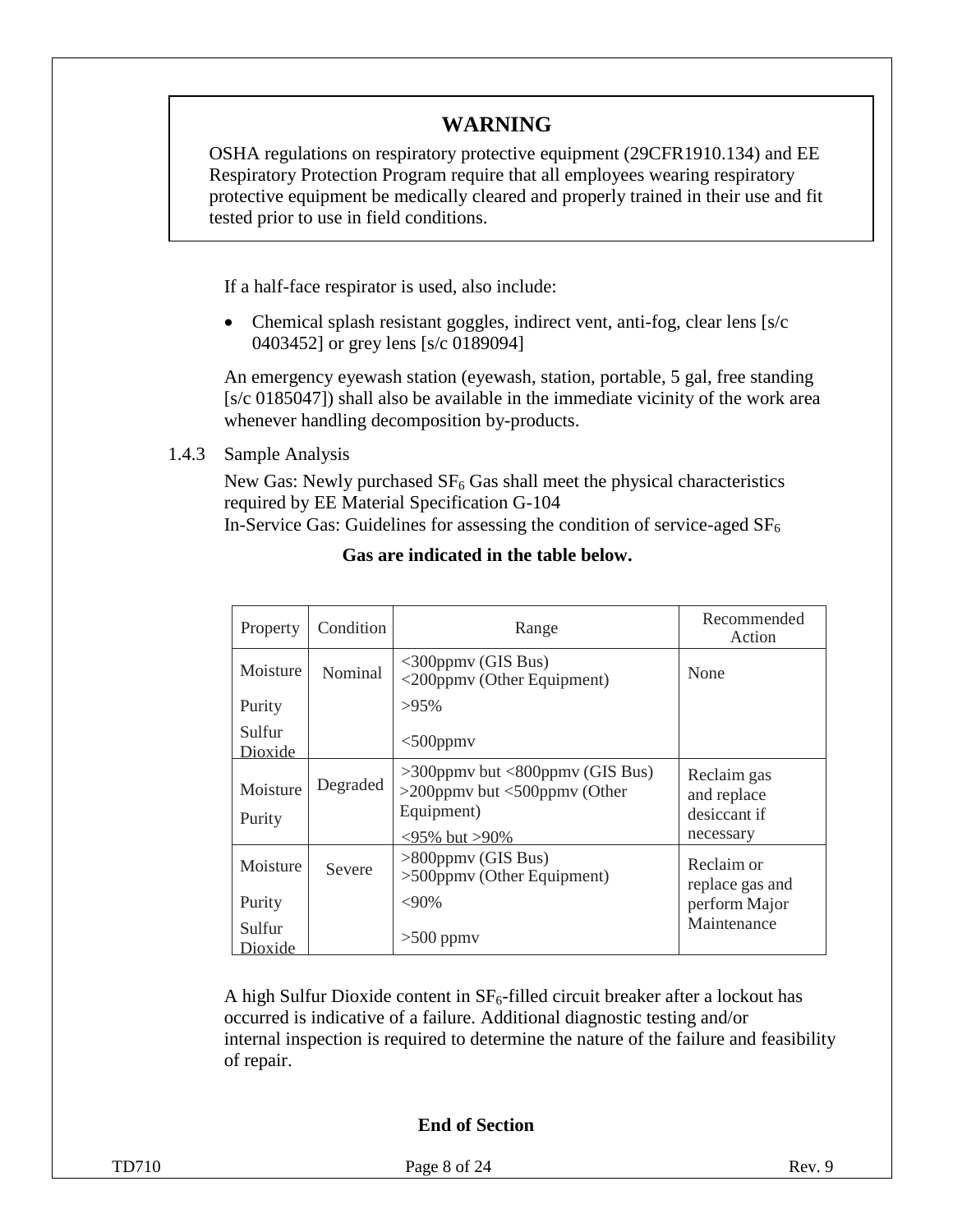**WARNING**

OSHA regulations on respiratory protective equipment (29CFR1910.134) and EE Respiratory Protection Program require that all employees wearing respiratory protective equipment be medically cleared and properly trained in their use and fit tested prior to use in field conditions.

If a half-face respirator is used, also include:

- Chemical splash resistant goggles, indirect vent, anti-fog, clear lens [s/c 0403452] or grey lens [s/c 0189094]

An emergency eyewash station (eyewash, station, portable, 5 gal, free standing [s/c 0185047]) shall also be available in the immediate vicinity of the work area whenever handling decomposition by-products.

1.4.3 Sample Analysis

New Gas: Newly purchased $SF_6$ Gas shall meet the physical characteristics required by EE Material Specification G-104

In-Service Gas: Guidelines for assessing the condition of service-aged $SF_6$

**Gas are indicated in the table below.**

| Property | Condition | Range | Recommended Action |
|---|---|---|---|
| Moisture | Nominal | <300ppmv (GIS Bus)<br><200ppmv (Other Equipment) | None |
| Purity | | >95% | |
| Sulfur Dioxide | | <500ppmv | |
| Moisture | Degraded | >300ppmv but <800ppmv (GIS Bus)<br>>200ppmv but <500ppmv (Other Equipment) | Reclaim gas and replace desiccant if necessary |
| Purity | | <95% but >90% | |
| Moisture | Severe | >800ppmv (GIS Bus)<br>>500ppmv (Other Equipment) | Reclaim or replace gas and perform Major Maintenance |
| Purity | | <90% | |
| Sulfur Dioxide | | >500 ppmv | |

A high Sulfur Dioxide content in $SF_6$-filled circuit breaker after a lockout has occurred is indicative of a failure. Additional diagnostic testing and/or internal inspection is required to determine the nature of the failure and feasibility of repair.

**End of Section**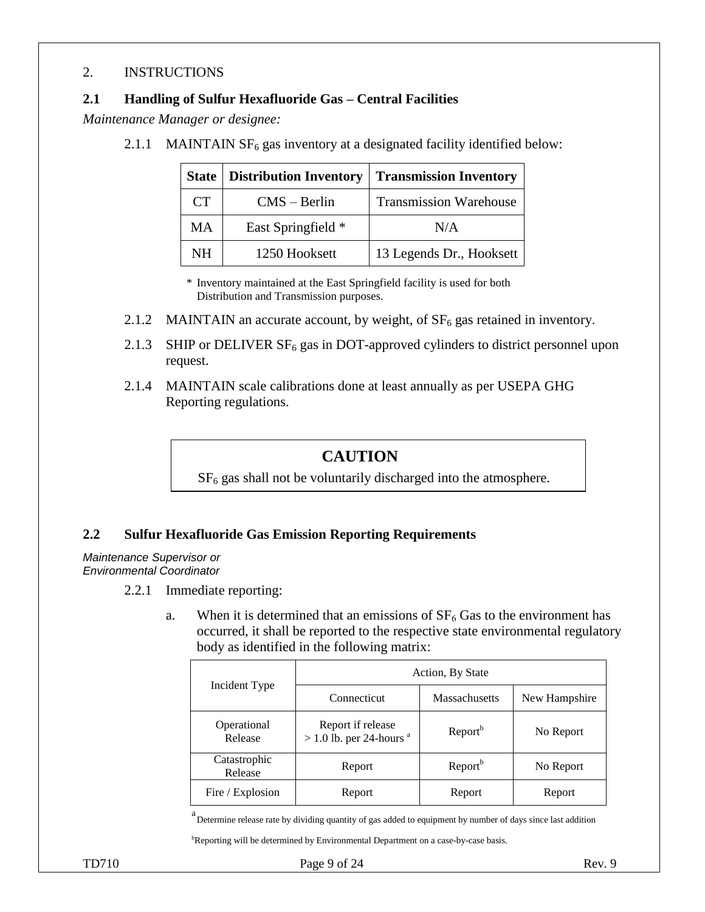## 2. INSTRUCTIONS

### 2.1 Handling of Sulfur Hexafluoride Gas – Central Facilities

*Maintenance Manager or designee:*

2.1.1 MAINTAIN $SF_6$ gas inventory at a designated facility identified below:

| State | Distribution Inventory | Transmission Inventory |
|---|---|---|
| CT | CMS – Berlin | Transmission Warehouse |
| MA | East Springfield * | N/A |
| NH | 1250 Hooksett | 13 Legends Dr., Hooksett |

\* Inventory maintained at the East Springfield facility is used for both Distribution and Transmission purposes.

2.1.2 MAINTAIN an accurate account, by weight, of $SF_6$ gas retained in inventory.

2.1.3 SHIP or DELIVER $SF_6$ gas in DOT-approved cylinders to district personnel upon request.

2.1.4 MAINTAIN scale calibrations done at least annually as per USEPA GHG Reporting regulations.

> **CAUTION**
>
> $SF_6$ gas shall not be voluntarily discharged into the atmosphere.

### 2.2 Sulfur Hexafluoride Gas Emission Reporting Requirements

*Maintenance Supervisor or Environmental Coordinator*

2.2.1 Immediate reporting:

a. When it is determined that an emissions of $SF_6$ Gas to the environment has occurred, it shall be reported to the respective state environmental regulatory body as identified in the following matrix:

| Incident Type | Action, By State | | |
|---|---|---|---|
| | Connecticut | Massachusetts | New Hampshire |
| Operational Release | Report if release > 1.0 lb. per 24-hours [a] | Report[b] | No Report |
| Catastrophic Release | Report | Report[b] | No Report |
| Fire / Explosion | Report | Report | Report |

[a] Determine release rate by dividing quantity of gas added to equipment by number of days since last addition

[b] Reporting will be determined by Environmental Department on a case-by-case basis.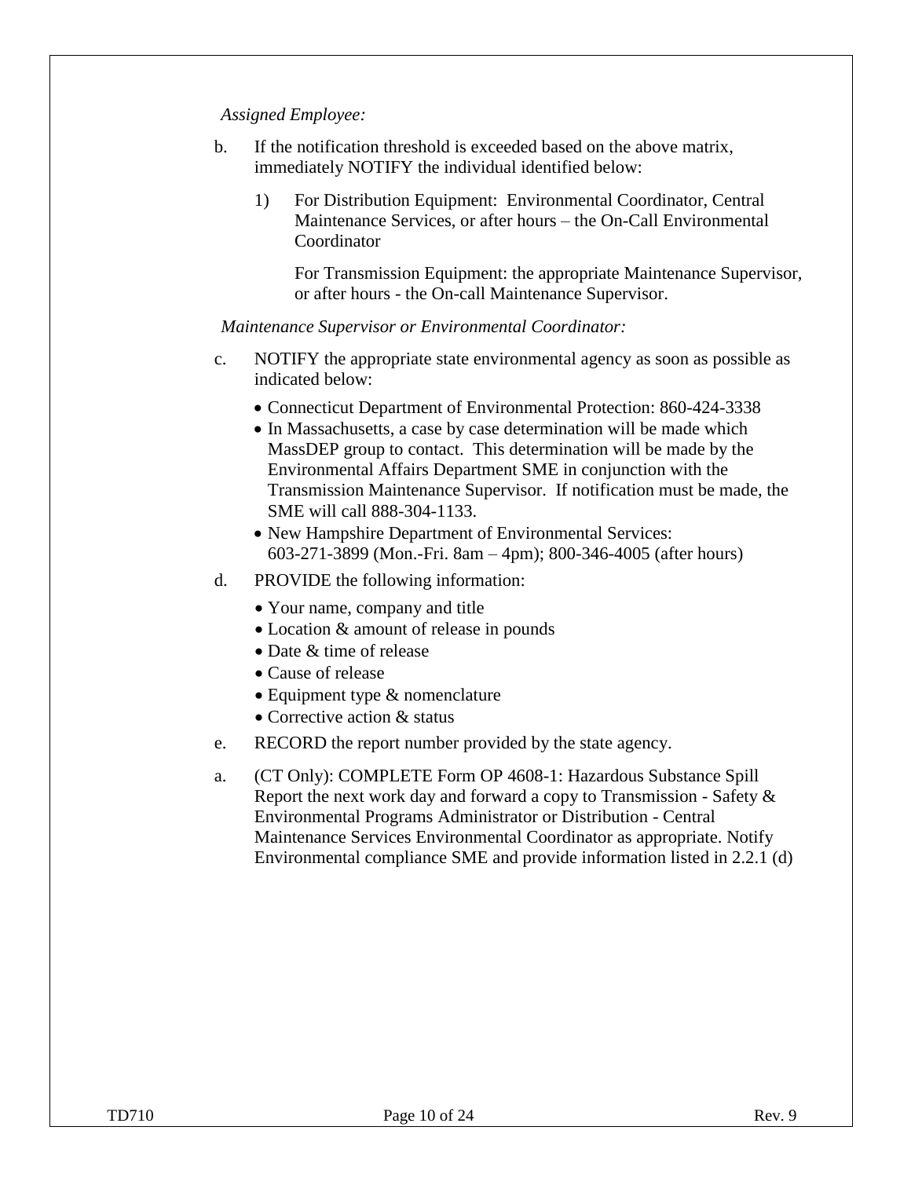*Assigned Employee:*

b. If the notification threshold is exceeded based on the above matrix, immediately NOTIFY the individual identified below:

   1) For Distribution Equipment: Environmental Coordinator, Central Maintenance Services, or after hours – the On-Call Environmental Coordinator

      For Transmission Equipment: the appropriate Maintenance Supervisor, or after hours - the On-call Maintenance Supervisor.

*Maintenance Supervisor or Environmental Coordinator:*

c. NOTIFY the appropriate state environmental agency as soon as possible as indicated below:

   - Connecticut Department of Environmental Protection: 860-424-3338
   - In Massachusetts, a case by case determination will be made which MassDEP group to contact. This determination will be made by the Environmental Affairs Department SME in conjunction with the Transmission Maintenance Supervisor. If notification must be made, the SME will call 888-304-1133.
   - New Hampshire Department of Environmental Services: 603-271-3899 (Mon.-Fri. 8am – 4pm); 800-346-4005 (after hours)

d. PROVIDE the following information:

   - Your name, company and title
   - Location & amount of release in pounds
   - Date & time of release
   - Cause of release
   - Equipment type & nomenclature
   - Corrective action & status

e. RECORD the report number provided by the state agency.

a. (CT Only): COMPLETE Form OP 4608-1: Hazardous Substance Spill Report the next work day and forward a copy to Transmission - Safety & Environmental Programs Administrator or Distribution - Central Maintenance Services Environmental Coordinator as appropriate. Notify Environmental compliance SME and provide information listed in 2.2.1 (d)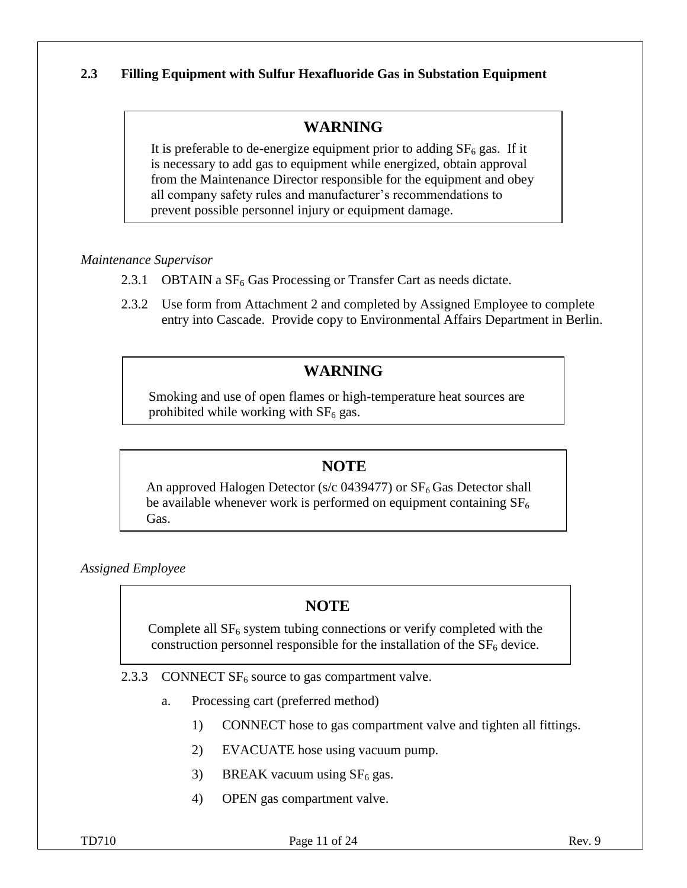## 2.3 Filling Equipment with Sulfur Hexafluoride Gas in Substation Equipment

> **WARNING**
>
> It is preferable to de-energize equipment prior to adding $SF_6$ gas. If it is necessary to add gas to equipment while energized, obtain approval from the Maintenance Director responsible for the equipment and obey all company safety rules and manufacturer's recommendations to prevent possible personnel injury or equipment damage.

*Maintenance Supervisor*

2.3.1 OBTAIN a $SF_6$ Gas Processing or Transfer Cart as needs dictate.

2.3.2 Use form from Attachment 2 and completed by Assigned Employee to complete entry into Cascade. Provide copy to Environmental Affairs Department in Berlin.

> **WARNING**
>
> Smoking and use of open flames or high-temperature heat sources are prohibited while working with $SF_6$ gas.

> **NOTE**
>
> An approved Halogen Detector (s/c 0439477) or $SF_6$ Gas Detector shall be available whenever work is performed on equipment containing $SF_6$ Gas.

*Assigned Employee*

> **NOTE**
>
> Complete all $SF_6$ system tubing connections or verify completed with the construction personnel responsible for the installation of the $SF_6$ device.

2.3.3 CONNECT $SF_6$ source to gas compartment valve.

a. Processing cart (preferred method)

1) CONNECT hose to gas compartment valve and tighten all fittings.

2) EVACUATE hose using vacuum pump.

3) BREAK vacuum using $SF_6$ gas.

4) OPEN gas compartment valve.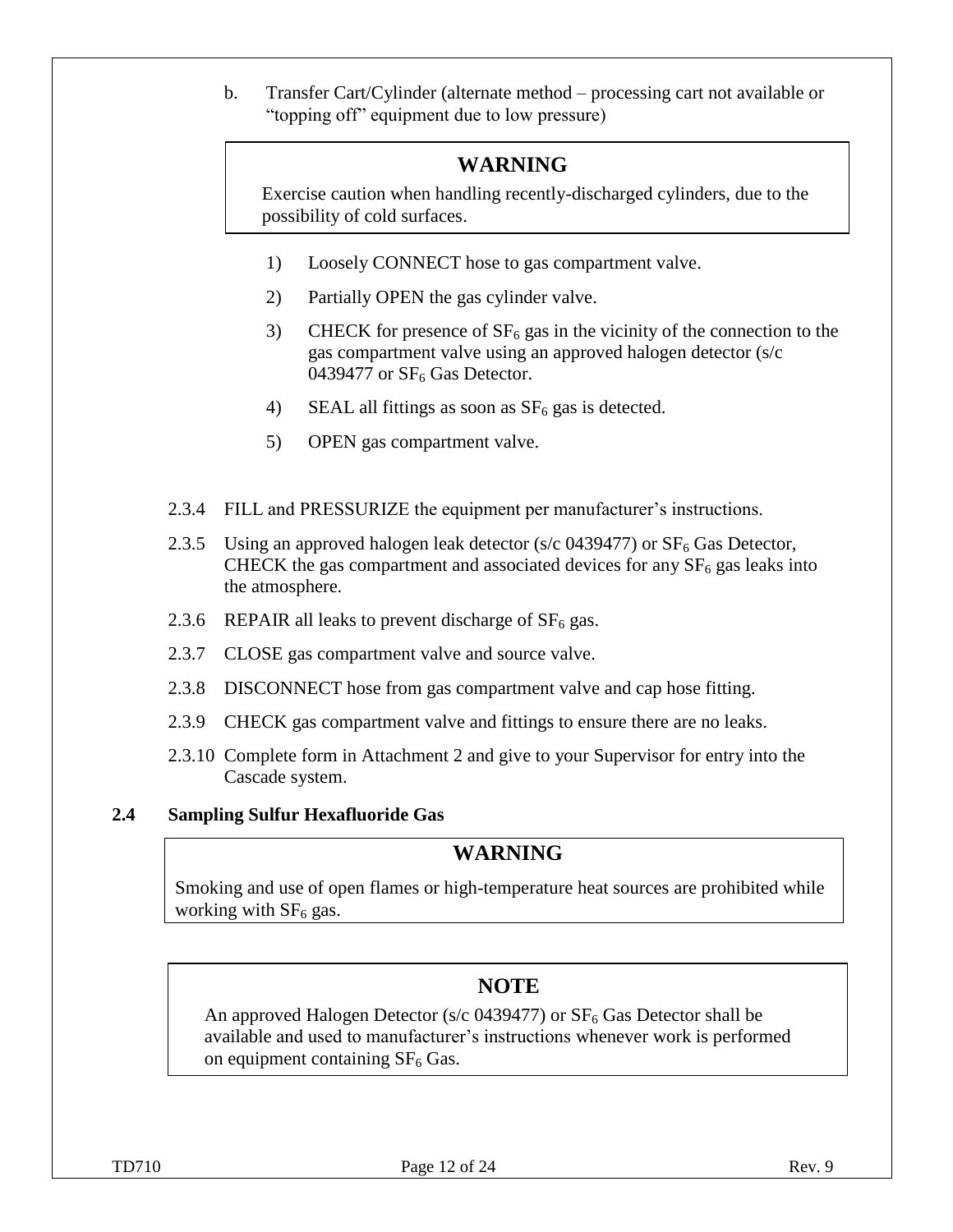b. Transfer Cart/Cylinder (alternate method – processing cart not available or "topping off" equipment due to low pressure)

> **WARNING**
>
> Exercise caution when handling recently-discharged cylinders, due to the possibility of cold surfaces.

1) Loosely CONNECT hose to gas compartment valve.

2) Partially OPEN the gas cylinder valve.

3) CHECK for presence of $SF_6$ gas in the vicinity of the connection to the gas compartment valve using an approved halogen detector (s/c 0439477 or $SF_6$ Gas Detector.

4) SEAL all fittings as soon as $SF_6$ gas is detected.

5) OPEN gas compartment valve.

2.3.4 FILL and PRESSURIZE the equipment per manufacturer's instructions.

2.3.5 Using an approved halogen leak detector (s/c 0439477) or $SF_6$ Gas Detector, CHECK the gas compartment and associated devices for any $SF_6$ gas leaks into the atmosphere.

2.3.6 REPAIR all leaks to prevent discharge of $SF_6$ gas.

2.3.7 CLOSE gas compartment valve and source valve.

2.3.8 DISCONNECT hose from gas compartment valve and cap hose fitting.

2.3.9 CHECK gas compartment valve and fittings to ensure there are no leaks.

2.3.10 Complete form in Attachment 2 and give to your Supervisor for entry into the Cascade system.

### 2.4 Sampling Sulfur Hexafluoride Gas

> **WARNING**
>
> Smoking and use of open flames or high-temperature heat sources are prohibited while working with $SF_6$ gas.

> **NOTE**
>
> An approved Halogen Detector (s/c 0439477) or $SF_6$ Gas Detector shall be available and used to manufacturer's instructions whenever work is performed on equipment containing $SF_6$ Gas.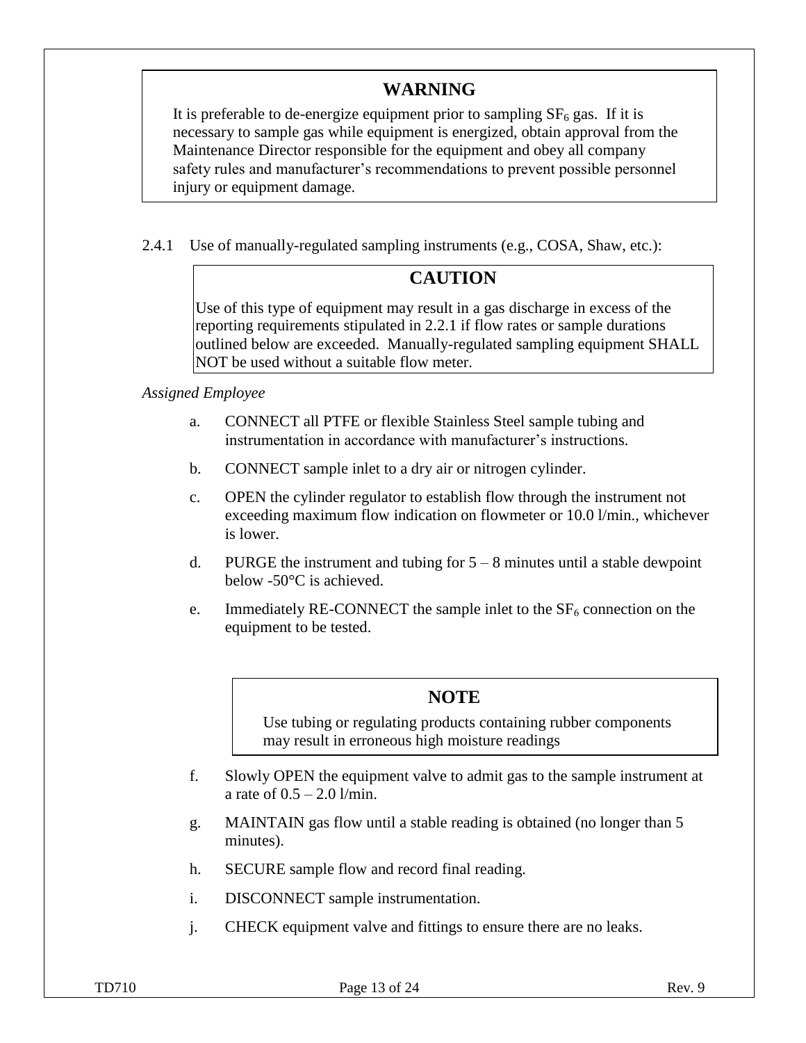**WARNING**

It is preferable to de-energize equipment prior to sampling $SF_6$ gas. If it is necessary to sample gas while equipment is energized, obtain approval from the Maintenance Director responsible for the equipment and obey all company safety rules and manufacturer's recommendations to prevent possible personnel injury or equipment damage.

2.4.1 Use of manually-regulated sampling instruments (e.g., COSA, Shaw, etc.):

**CAUTION**

Use of this type of equipment may result in a gas discharge in excess of the reporting requirements stipulated in 2.2.1 if flow rates or sample durations outlined below are exceeded. Manually-regulated sampling equipment SHALL NOT be used without a suitable flow meter.

*Assigned Employee*

a. CONNECT all PTFE or flexible Stainless Steel sample tubing and instrumentation in accordance with manufacturer's instructions.

b. CONNECT sample inlet to a dry air or nitrogen cylinder.

c. OPEN the cylinder regulator to establish flow through the instrument not exceeding maximum flow indication on flowmeter or 10.0 l/min., whichever is lower.

d. PURGE the instrument and tubing for 5 – 8 minutes until a stable dewpoint below -50°C is achieved.

e. Immediately RE-CONNECT the sample inlet to the $SF_6$ connection on the equipment to be tested.

**NOTE**

Use tubing or regulating products containing rubber components may result in erroneous high moisture readings

f. Slowly OPEN the equipment valve to admit gas to the sample instrument at a rate of 0.5 – 2.0 l/min.

g. MAINTAIN gas flow until a stable reading is obtained (no longer than 5 minutes).

h. SECURE sample flow and record final reading.

i. DISCONNECT sample instrumentation.

j. CHECK equipment valve and fittings to ensure there are no leaks.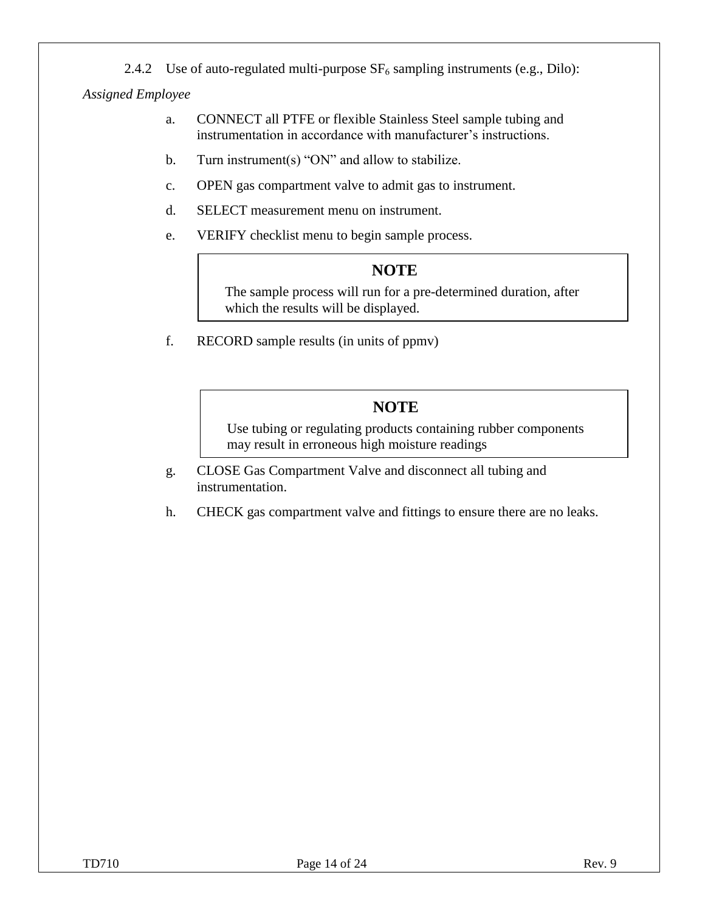2.4.2 Use of auto-regulated multi-purpose $SF_6$ sampling instruments (e.g., Dilo):

*Assigned Employee*

a. CONNECT all PTFE or flexible Stainless Steel sample tubing and instrumentation in accordance with manufacturer's instructions.

b. Turn instrument(s) "ON" and allow to stabilize.

c. OPEN gas compartment valve to admit gas to instrument.

d. SELECT measurement menu on instrument.

e. VERIFY checklist menu to begin sample process.

> **NOTE**
>
> The sample process will run for a pre-determined duration, after which the results will be displayed.

f. RECORD sample results (in units of ppmv)

> **NOTE**
>
> Use tubing or regulating products containing rubber components may result in erroneous high moisture readings

g. CLOSE Gas Compartment Valve and disconnect all tubing and instrumentation.

h. CHECK gas compartment valve and fittings to ensure there are no leaks.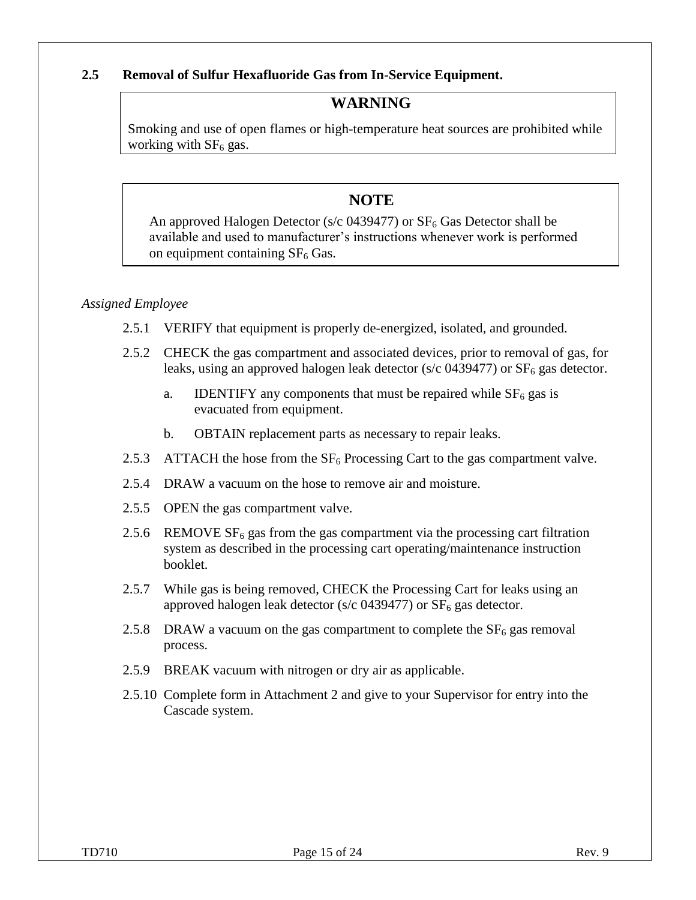## 2.5 Removal of Sulfur Hexafluoride Gas from In-Service Equipment.

**WARNING**

Smoking and use of open flames or high-temperature heat sources are prohibited while working with $SF_6$ gas.

**NOTE**

An approved Halogen Detector (s/c 0439477) or $SF_6$ Gas Detector shall be available and used to manufacturer's instructions whenever work is performed on equipment containing $SF_6$ Gas.

*Assigned Employee*

2.5.1 VERIFY that equipment is properly de-energized, isolated, and grounded.

2.5.2 CHECK the gas compartment and associated devices, prior to removal of gas, for leaks, using an approved halogen leak detector (s/c 0439477) or $SF_6$ gas detector.

  a. IDENTIFY any components that must be repaired while $SF_6$ gas is evacuated from equipment.

  b. OBTAIN replacement parts as necessary to repair leaks.

2.5.3 ATTACH the hose from the $SF_6$ Processing Cart to the gas compartment valve.

2.5.4 DRAW a vacuum on the hose to remove air and moisture.

2.5.5 OPEN the gas compartment valve.

2.5.6 REMOVE $SF_6$ gas from the gas compartment via the processing cart filtration system as described in the processing cart operating/maintenance instruction booklet.

2.5.7 While gas is being removed, CHECK the Processing Cart for leaks using an approved halogen leak detector (s/c 0439477) or $SF_6$ gas detector.

2.5.8 DRAW a vacuum on the gas compartment to complete the $SF_6$ gas removal process.

2.5.9 BREAK vacuum with nitrogen or dry air as applicable.

2.5.10 Complete form in Attachment 2 and give to your Supervisor for entry into the Cascade system.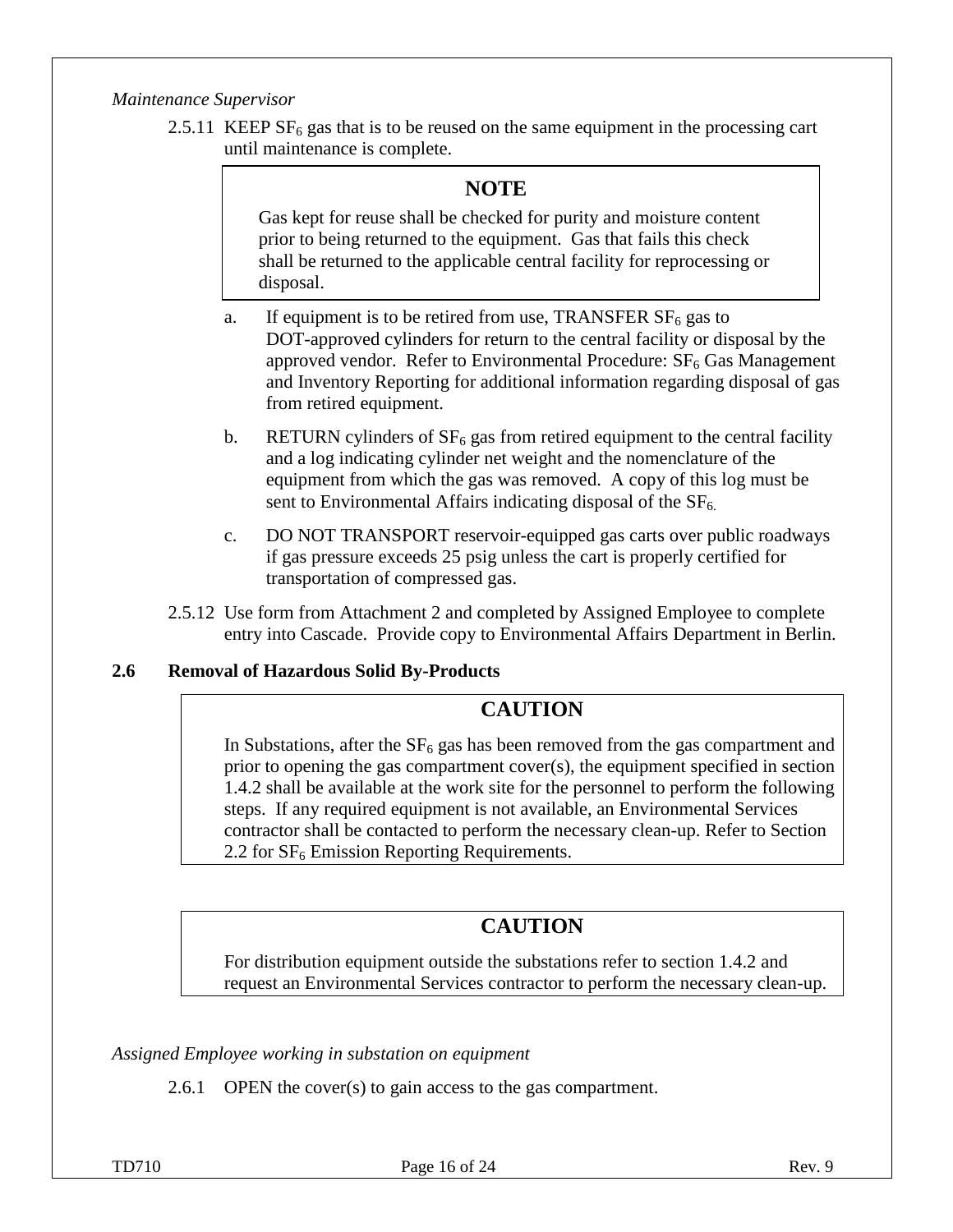*Maintenance Supervisor*

2.5.11 KEEP $SF_6$ gas that is to be reused on the same equipment in the processing cart until maintenance is complete.

> **NOTE**
>
> Gas kept for reuse shall be checked for purity and moisture content prior to being returned to the equipment. Gas that fails this check shall be returned to the applicable central facility for reprocessing or disposal.

a. If equipment is to be retired from use, TRANSFER $SF_6$ gas to DOT-approved cylinders for return to the central facility or disposal by the approved vendor. Refer to Environmental Procedure: $SF_6$ Gas Management and Inventory Reporting for additional information regarding disposal of gas from retired equipment.

b. RETURN cylinders of $SF_6$ gas from retired equipment to the central facility and a log indicating cylinder net weight and the nomenclature of the equipment from which the gas was removed. A copy of this log must be sent to Environmental Affairs indicating disposal of the $SF_6$.

c. DO NOT TRANSPORT reservoir-equipped gas carts over public roadways if gas pressure exceeds 25 psig unless the cart is properly certified for transportation of compressed gas.

2.5.12 Use form from Attachment 2 and completed by Assigned Employee to complete entry into Cascade. Provide copy to Environmental Affairs Department in Berlin.

## 2.6 Removal of Hazardous Solid By-Products

> **CAUTION**
>
> In Substations, after the $SF_6$ gas has been removed from the gas compartment and prior to opening the gas compartment cover(s), the equipment specified in section 1.4.2 shall be available at the work site for the personnel to perform the following steps. If any required equipment is not available, an Environmental Services contractor shall be contacted to perform the necessary clean-up. Refer to Section 2.2 for $SF_6$ Emission Reporting Requirements.

> **CAUTION**
>
> For distribution equipment outside the substations refer to section 1.4.2 and request an Environmental Services contractor to perform the necessary clean-up.

*Assigned Employee working in substation on equipment*

2.6.1 OPEN the cover(s) to gain access to the gas compartment.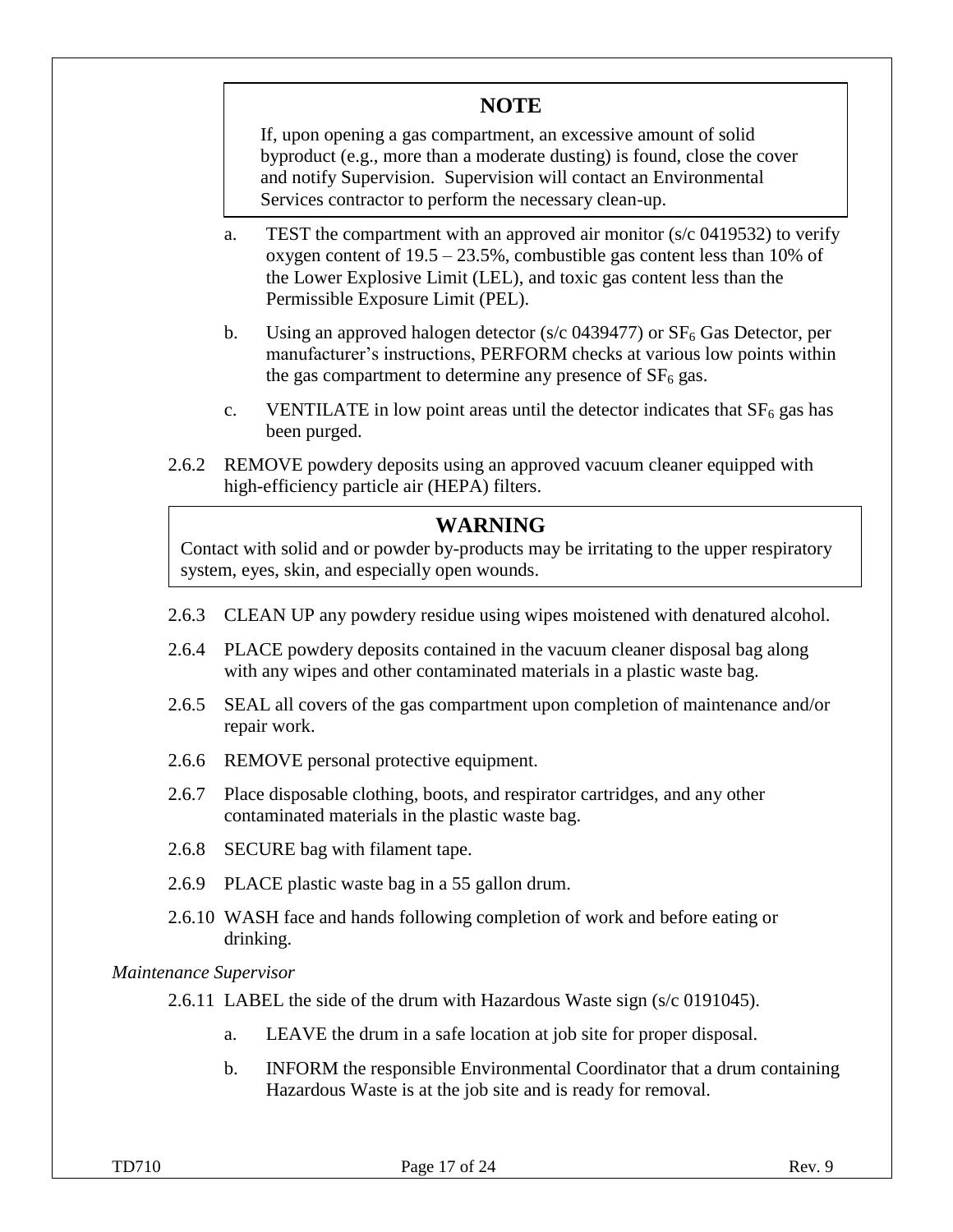> **NOTE**
>
> If, upon opening a gas compartment, an excessive amount of solid byproduct (e.g., more than a moderate dusting) is found, close the cover and notify Supervision. Supervision will contact an Environmental Services contractor to perform the necessary clean-up.

a. TEST the compartment with an approved air monitor (s/c 0419532) to verify oxygen content of 19.5 – 23.5%, combustible gas content less than 10% of the Lower Explosive Limit (LEL), and toxic gas content less than the Permissible Exposure Limit (PEL).

b. Using an approved halogen detector (s/c 0439477) or $SF_6$ Gas Detector, per manufacturer's instructions, PERFORM checks at various low points within the gas compartment to determine any presence of $SF_6$ gas.

c. VENTILATE in low point areas until the detector indicates that $SF_6$ gas has been purged.

2.6.2 REMOVE powdery deposits using an approved vacuum cleaner equipped with high-efficiency particle air (HEPA) filters.

> **WARNING**
>
> Contact with solid and or powder by-products may be irritating to the upper respiratory system, eyes, skin, and especially open wounds.

2.6.3 CLEAN UP any powdery residue using wipes moistened with denatured alcohol.

2.6.4 PLACE powdery deposits contained in the vacuum cleaner disposal bag along with any wipes and other contaminated materials in a plastic waste bag.

2.6.5 SEAL all covers of the gas compartment upon completion of maintenance and/or repair work.

2.6.6 REMOVE personal protective equipment.

2.6.7 Place disposable clothing, boots, and respirator cartridges, and any other contaminated materials in the plastic waste bag.

2.6.8 SECURE bag with filament tape.

2.6.9 PLACE plastic waste bag in a 55 gallon drum.

2.6.10 WASH face and hands following completion of work and before eating or drinking.

*Maintenance Supervisor*

2.6.11 LABEL the side of the drum with Hazardous Waste sign (s/c 0191045).

a. LEAVE the drum in a safe location at job site for proper disposal.

b. INFORM the responsible Environmental Coordinator that a drum containing Hazardous Waste is at the job site and is ready for removal.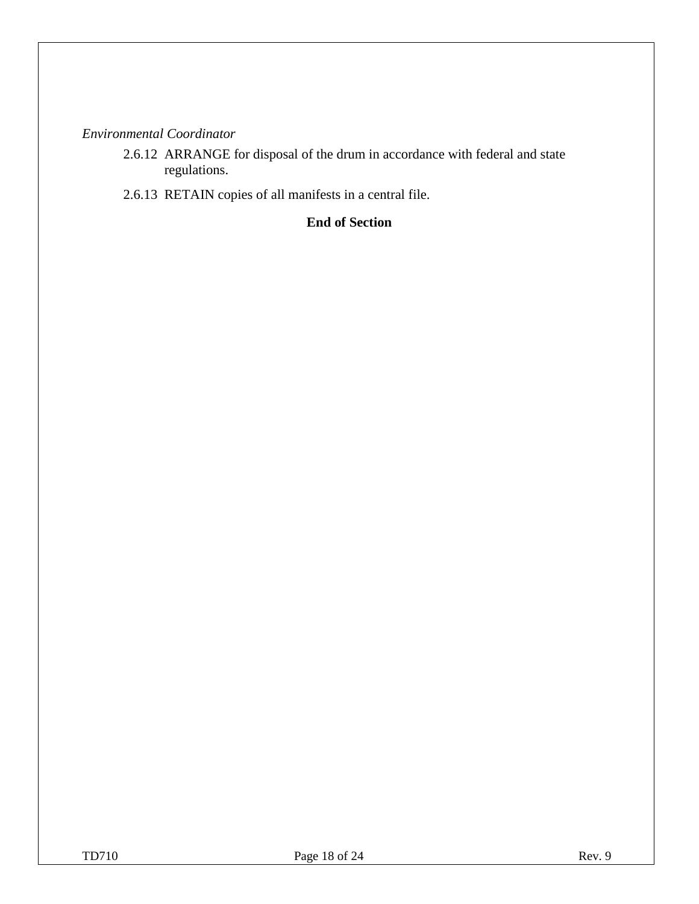*Environmental Coordinator*

2.6.12 ARRANGE for disposal of the drum in accordance with federal and state regulations.

2.6.13 RETAIN copies of all manifests in a central file.

**End of Section**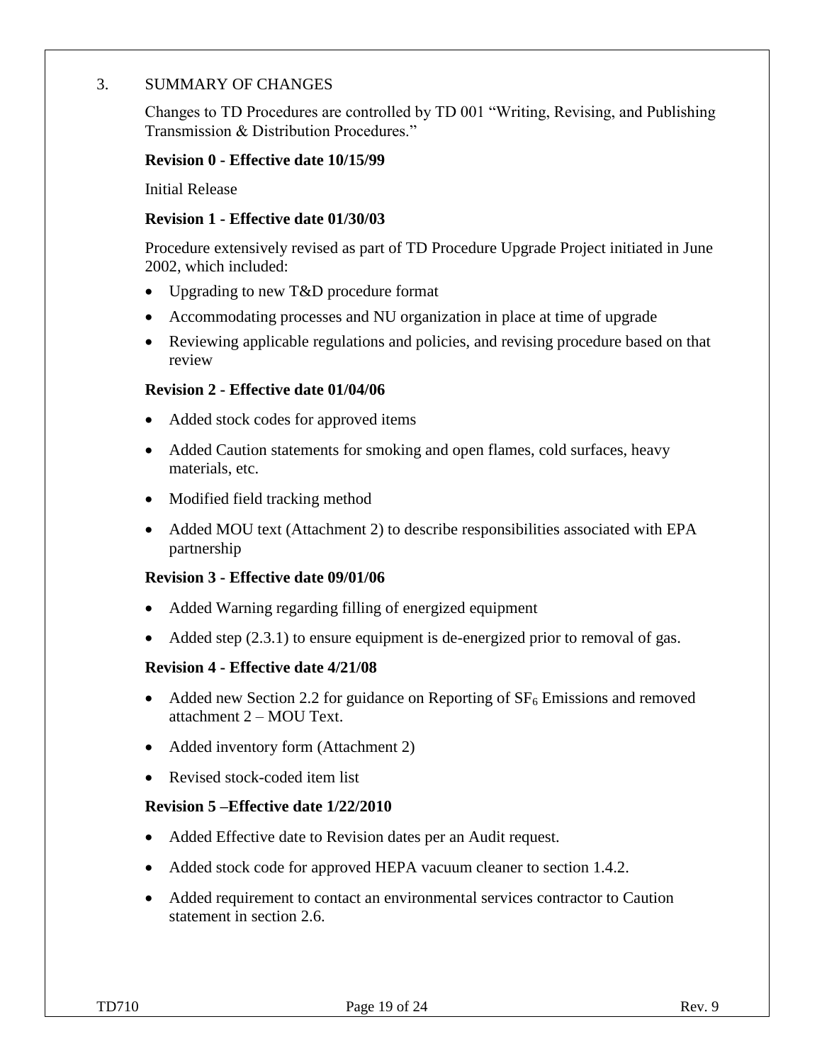## 3. SUMMARY OF CHANGES

Changes to TD Procedures are controlled by TD 001 "Writing, Revising, and Publishing Transmission & Distribution Procedures."

**Revision 0 - Effective date 10/15/99**

Initial Release

**Revision 1 - Effective date 01/30/03**

Procedure extensively revised as part of TD Procedure Upgrade Project initiated in June 2002, which included:

- Upgrading to new T&D procedure format
- Accommodating processes and NU organization in place at time of upgrade
- Reviewing applicable regulations and policies, and revising procedure based on that review

**Revision 2 - Effective date 01/04/06**

- Added stock codes for approved items
- Added Caution statements for smoking and open flames, cold surfaces, heavy materials, etc.
- Modified field tracking method
- Added MOU text (Attachment 2) to describe responsibilities associated with EPA partnership

**Revision 3 - Effective date 09/01/06**

- Added Warning regarding filling of energized equipment
- Added step (2.3.1) to ensure equipment is de-energized prior to removal of gas.

**Revision 4 - Effective date 4/21/08**

- Added new Section 2.2 for guidance on Reporting of $SF_6$ Emissions and removed attachment 2 – MOU Text.
- Added inventory form (Attachment 2)
- Revised stock-coded item list

**Revision 5 –Effective date 1/22/2010**

- Added Effective date to Revision dates per an Audit request.
- Added stock code for approved HEPA vacuum cleaner to section 1.4.2.
- Added requirement to contact an environmental services contractor to Caution statement in section 2.6.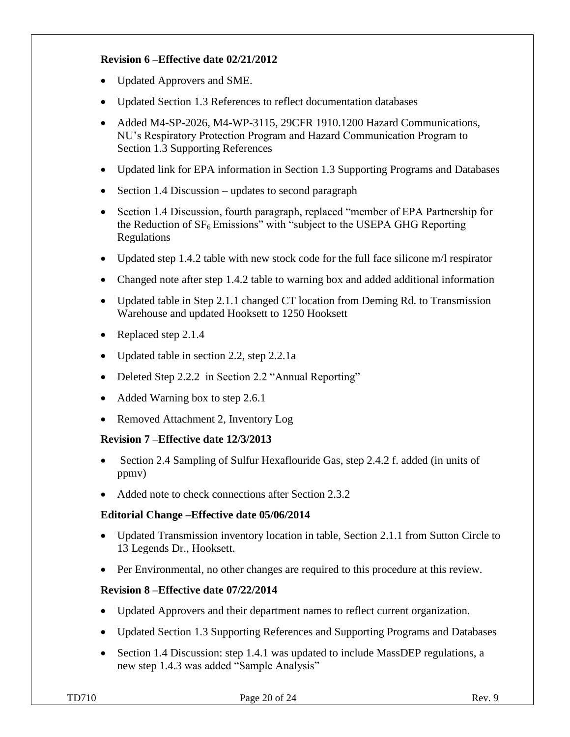**Revision 6 –Effective date 02/21/2012**

- Updated Approvers and SME.
- Updated Section 1.3 References to reflect documentation databases
- Added M4-SP-2026, M4-WP-3115, 29CFR 1910.1200 Hazard Communications, NU's Respiratory Protection Program and Hazard Communication Program to Section 1.3 Supporting References
- Updated link for EPA information in Section 1.3 Supporting Programs and Databases
- Section 1.4 Discussion – updates to second paragraph
- Section 1.4 Discussion, fourth paragraph, replaced "member of EPA Partnership for the Reduction of $SF_6$ Emissions" with "subject to the USEPA GHG Reporting Regulations
- Updated step 1.4.2 table with new stock code for the full face silicone m/l respirator
- Changed note after step 1.4.2 table to warning box and added additional information
- Updated table in Step 2.1.1 changed CT location from Deming Rd. to Transmission Warehouse and updated Hooksett to 1250 Hooksett
- Replaced step 2.1.4
- Updated table in section 2.2, step 2.2.1a
- Deleted Step 2.2.2 in Section 2.2 "Annual Reporting"
- Added Warning box to step 2.6.1
- Removed Attachment 2, Inventory Log

**Revision 7 –Effective date 12/3/2013**

- Section 2.4 Sampling of Sulfur Hexaflouride Gas, step 2.4.2 f. added (in units of ppmv)
- Added note to check connections after Section 2.3.2

**Editorial Change –Effective date 05/06/2014**

- Updated Transmission inventory location in table, Section 2.1.1 from Sutton Circle to 13 Legends Dr., Hooksett.
- Per Environmental, no other changes are required to this procedure at this review.

**Revision 8 –Effective date 07/22/2014**

- Updated Approvers and their department names to reflect current organization.
- Updated Section 1.3 Supporting References and Supporting Programs and Databases
- Section 1.4 Discussion: step 1.4.1 was updated to include MassDEP regulations, a new step 1.4.3 was added "Sample Analysis"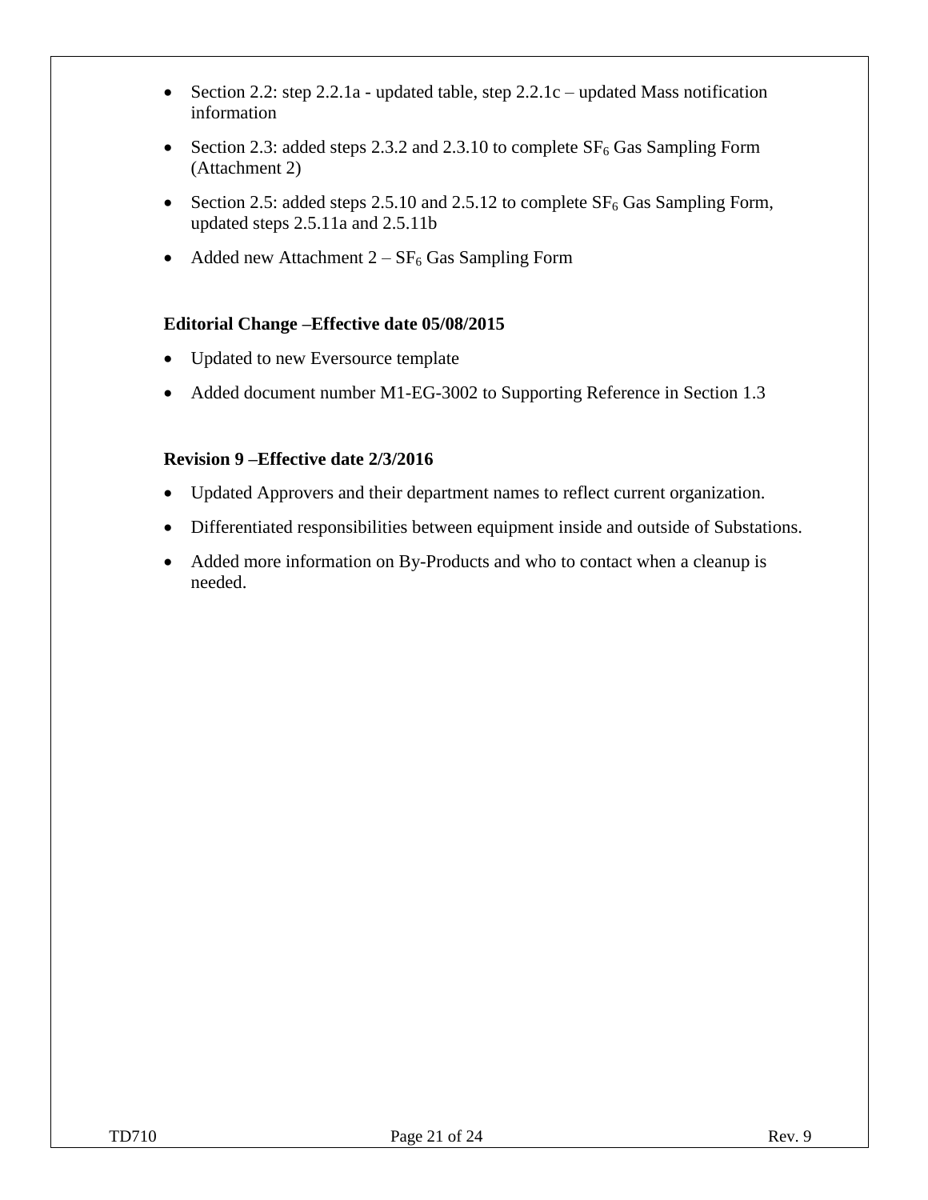- Section 2.2: step 2.2.1a - updated table, step 2.2.1c – updated Mass notification information
- Section 2.3: added steps 2.3.2 and 2.3.10 to complete $SF_6$ Gas Sampling Form (Attachment 2)
- Section 2.5: added steps 2.5.10 and 2.5.12 to complete $SF_6$ Gas Sampling Form, updated steps 2.5.11a and 2.5.11b
- Added new Attachment 2 – $SF_6$ Gas Sampling Form

**Editorial Change –Effective date 05/08/2015**

- Updated to new Eversource template
- Added document number M1-EG-3002 to Supporting Reference in Section 1.3

**Revision 9 –Effective date 2/3/2016**

- Updated Approvers and their department names to reflect current organization.
- Differentiated responsibilities between equipment inside and outside of Substations.
- Added more information on By-Products and who to contact when a cleanup is needed.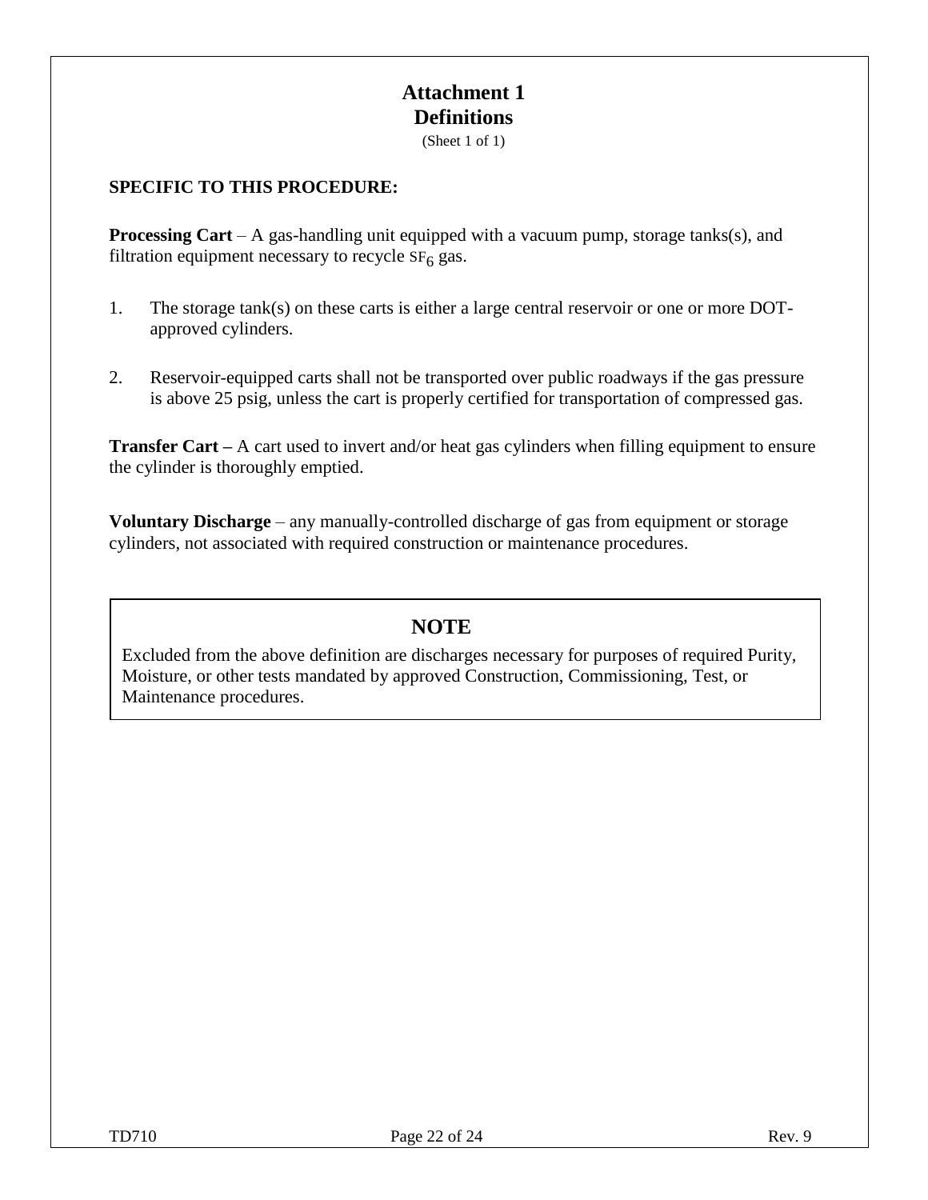# Attachment 1
# Definitions

(Sheet 1 of 1)

**SPECIFIC TO THIS PROCEDURE:**

**Processing Cart** – A gas-handling unit equipped with a vacuum pump, storage tanks(s), and filtration equipment necessary to recycle $SF_6$ gas.

1. The storage tank(s) on these carts is either a large central reservoir or one or more DOT-approved cylinders.

2. Reservoir-equipped carts shall not be transported over public roadways if the gas pressure is above 25 psig, unless the cart is properly certified for transportation of compressed gas.

**Transfer Cart –** A cart used to invert and/or heat gas cylinders when filling equipment to ensure the cylinder is thoroughly emptied.

**Voluntary Discharge** – any manually-controlled discharge of gas from equipment or storage cylinders, not associated with required construction or maintenance procedures.

> **NOTE**
>
> Excluded from the above definition are discharges necessary for purposes of required Purity, Moisture, or other tests mandated by approved Construction, Commissioning, Test, or Maintenance procedures.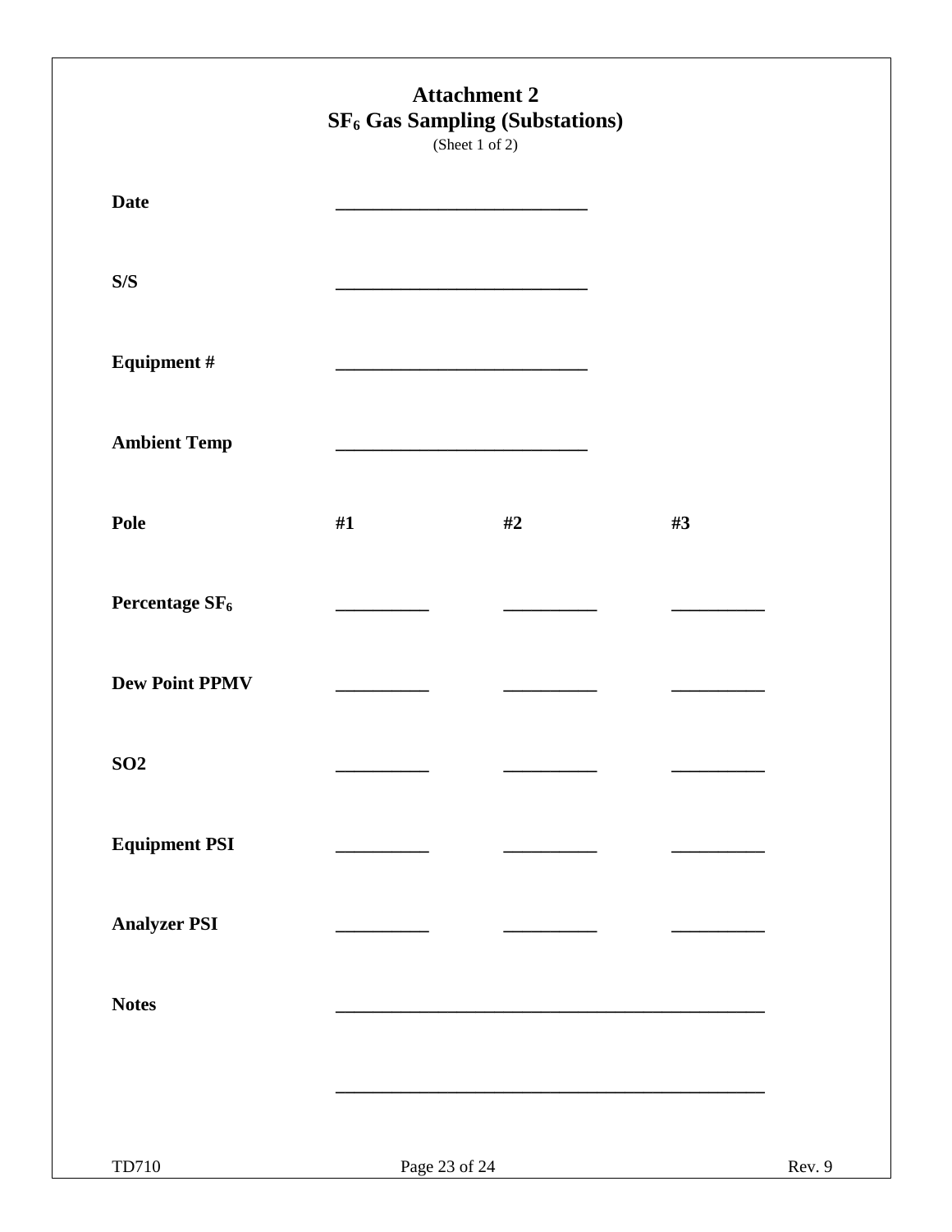# Attachment 2
## $SF_6$ Gas Sampling (Substations)
(Sheet 1 of 2)

**Date** ___________________________

**S/S** ___________________________

**Equipment #** ___________________________

**Ambient Temp** ___________________________

| **Pole** | **#1** | **#2** | **#3** |
|---|---|---|---|
| **Percentage $SF_6$** | __________ | __________ | __________ |
| **Dew Point PPMV** | __________ | __________ | __________ |
| **SO2** | __________ | __________ | __________ |
| **Equipment PSI** | __________ | __________ | __________ |
| **Analyzer PSI** | __________ | __________ | __________ |

**Notes** ______________________________________________

______________________________________________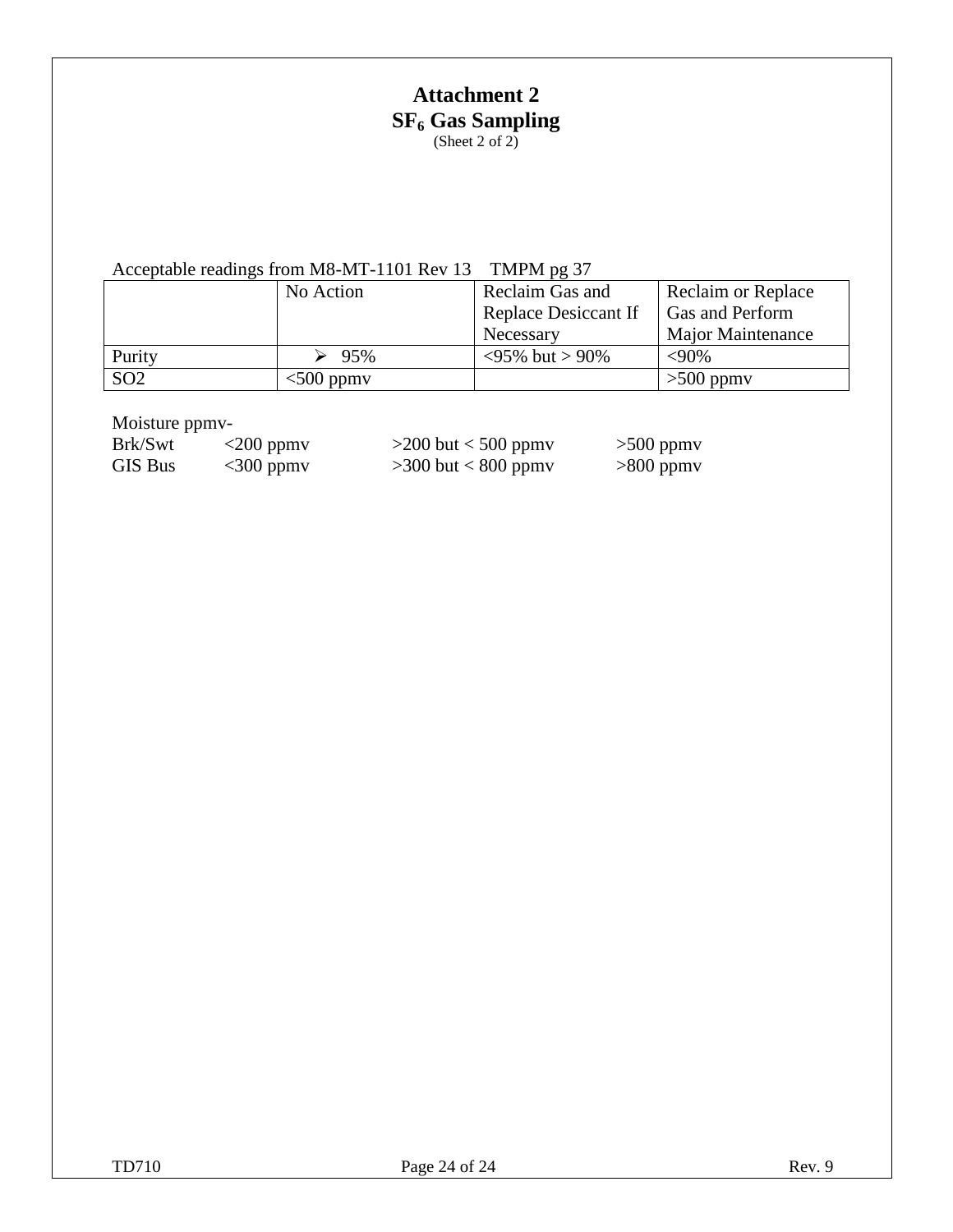# Attachment 2
## $SF_6$ Gas Sampling
(Sheet 2 of 2)

Acceptable readings from M8-MT-1101 Rev 13    TMPM pg 37

| | No Action | Reclaim Gas and Replace Desiccant If Necessary | Reclaim or Replace Gas and Perform Major Maintenance |
|---|---|---|---|
| Purity | ➢ 95% | <95% but > 90% | <90% |
| SO2 | <500 ppmv | | >500 ppmv |

Moisture ppmv-

| | | | |
|---|---|---|---|
| Brk/Swt | <200 ppmv | >200 but < 500 ppmv | >500 ppmv |
| GIS Bus | <300 ppmv | >300 but < 800 ppmv | >800 ppmv |